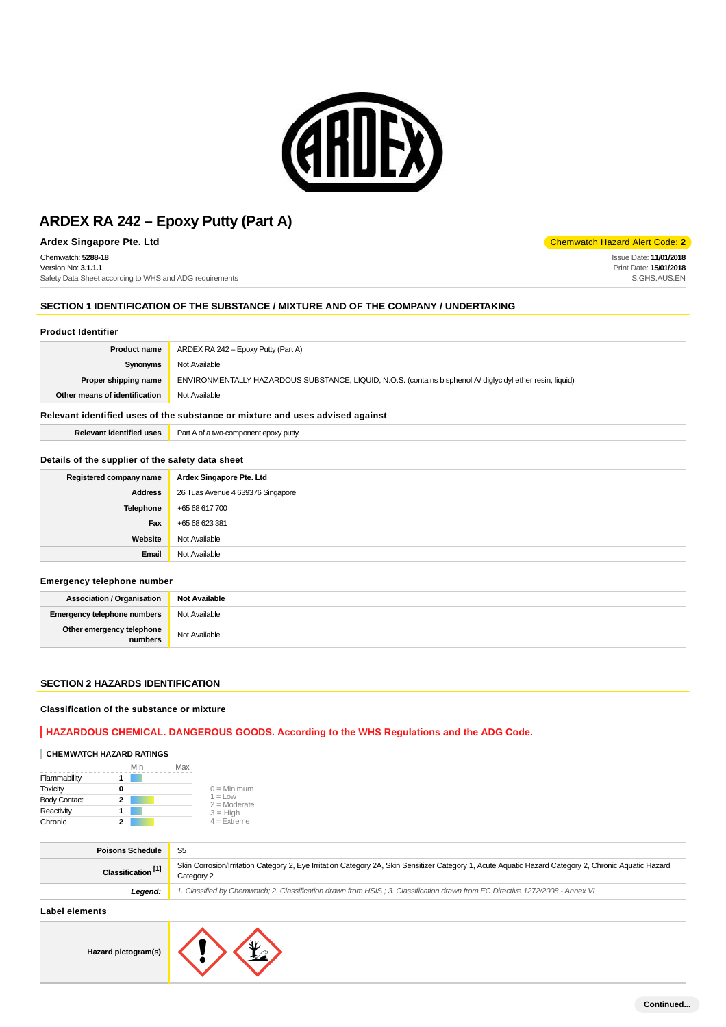# ARDEX RA 242 – Epoxy Putty (Part A)

**Ardex Singapore Pte. Ltd**

Chemwatch Hazard Alert Code: **2**

Chemwatch: **5288-18**
Version No: **3.1.1.1**
Safety Data Sheet according to WHS and ADG requirements

Issue Date: **11/01/2018**
Print Date: **15/01/2018**
S.GHS.AUS.EN

## SECTION 1 IDENTIFICATION OF THE SUBSTANCE / MIXTURE AND OF THE COMPANY / UNDERTAKING

### Product Identifier

| | |
|---|---|
| **Product name** | ARDEX RA 242 – Epoxy Putty (Part A) |
| **Synonyms** | Not Available |
| **Proper shipping name** | ENVIRONMENTALLY HAZARDOUS SUBSTANCE, LIQUID, N.O.S. (contains bisphenol A/ diglycidyl ether resin, liquid) |
| **Other means of identification** | Not Available |

### Relevant identified uses of the substance or mixture and uses advised against

| | |
|---|---|
| **Relevant identified uses** | Part A of a two-component epoxy putty. |

### Details of the supplier of the safety data sheet

| | |
|---|---|
| **Registered company name** | **Ardex Singapore Pte. Ltd** |
| **Address** | 26 Tuas Avenue 4 639376 Singapore |
| **Telephone** | +65 68 617 700 |
| **Fax** | +65 68 623 381 |
| **Website** | Not Available |
| **Email** | Not Available |

### Emergency telephone number

| | |
|---|---|
| **Association / Organisation** | **Not Available** |
| **Emergency telephone numbers** | Not Available |
| **Other emergency telephone numbers** | Not Available |

## SECTION 2 HAZARDS IDENTIFICATION

### Classification of the substance or mixture

**HAZARDOUS CHEMICAL. DANGEROUS GOODS. According to the WHS Regulations and the ADG Code.**

**CHEMWATCH HAZARD RATINGS**

| | Rating (Min–Max) |
|---|---|
| Flammability | 1 |
| Toxicity | 0 |
| Body Contact | 2 |
| Reactivity | 1 |
| Chronic | 2 |

0 = Minimum
1 = Low
2 = Moderate
3 = High
4 = Extreme

| | |
|---|---|
| **Poisons Schedule** | S5 |
| **Classification [1]** | Skin Corrosion/Irritation Category 2, Eye Irritation Category 2A, Skin Sensitizer Category 1, Acute Aquatic Hazard Category 2, Chronic Aquatic Hazard Category 2 |
| ***Legend:*** | *1. Classified by Chemwatch; 2. Classification drawn from HSIS ; 3. Classification drawn from EC Directive 1272/2008 - Annex VI* |

### Label elements

| | |
|---|---|
| **Hazard pictogram(s)** | |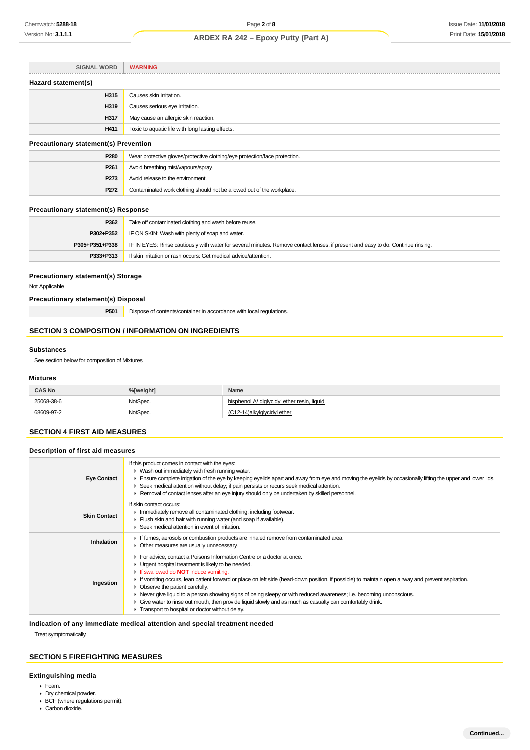| SIGNAL WORD | WARNING |
| --- | --- |

### Hazard statement(s)

| | |
| --- | --- |
| H315 | Causes skin irritation. |
| H319 | Causes serious eye irritation. |
| H317 | May cause an allergic skin reaction. |
| H411 | Toxic to aquatic life with long lasting effects. |

### Precautionary statement(s) Prevention

| | |
| --- | --- |
| P280 | Wear protective gloves/protective clothing/eye protection/face protection. |
| P261 | Avoid breathing mist/vapours/spray. |
| P273 | Avoid release to the environment. |
| P272 | Contaminated work clothing should not be allowed out of the workplace. |

### Precautionary statement(s) Response

| | |
| --- | --- |
| P362 | Take off contaminated clothing and wash before reuse. |
| P302+P352 | IF ON SKIN: Wash with plenty of soap and water. |
| P305+P351+P338 | IF IN EYES: Rinse cautiously with water for several minutes. Remove contact lenses, if present and easy to do. Continue rinsing. |
| P333+P313 | If skin irritation or rash occurs: Get medical advice/attention. |

### Precautionary statement(s) Storage

Not Applicable

### Precautionary statement(s) Disposal

| | |
| --- | --- |
| P501 | Dispose of contents/container in accordance with local regulations. |

## SECTION 3 COMPOSITION / INFORMATION ON INGREDIENTS

### Substances

See section below for composition of Mixtures

### Mixtures

| CAS No | %[weight] | Name |
| --- | --- | --- |
| 25068-38-6 | NotSpec. | bisphenol A/ diglycidyl ether resin, liquid |
| 68609-97-2 | NotSpec. | (C12-14)alkylglycidyl ether |

## SECTION 4 FIRST AID MEASURES

### Description of first aid measures

| | |
| --- | --- |
| Eye Contact | If this product comes in contact with the eyes:<br>▸ Wash out immediately with fresh running water.<br>▸ Ensure complete irrigation of the eye by keeping eyelids apart and away from eye and moving the eyelids by occasionally lifting the upper and lower lids.<br>▸ Seek medical attention without delay; if pain persists or recurs seek medical attention.<br>▸ Removal of contact lenses after an eye injury should only be undertaken by skilled personnel. |
| Skin Contact | If skin contact occurs:<br>▸ Immediately remove all contaminated clothing, including footwear.<br>▸ Flush skin and hair with running water (and soap if available).<br>▸ Seek medical attention in event of irritation. |
| Inhalation | ▸ If fumes, aerosols or combustion products are inhaled remove from contaminated area.<br>▸ Other measures are usually unnecessary. |
| Ingestion | ▸ For advice, contact a Poisons Information Centre or a doctor at once.<br>▸ Urgent hospital treatment is likely to be needed.<br>▸ If swallowed do **NOT** induce vomiting.<br>▸ If vomiting occurs, lean patient forward or place on left side (head-down position, if possible) to maintain open airway and prevent aspiration.<br>▸ Observe the patient carefully.<br>▸ Never give liquid to a person showing signs of being sleepy or with reduced awareness; i.e. becoming unconscious.<br>▸ Give water to rinse out mouth, then provide liquid slowly and as much as casualty can comfortably drink.<br>▸ Transport to hospital or doctor without delay. |

### Indication of any immediate medical attention and special treatment needed

Treat symptomatically.

## SECTION 5 FIREFIGHTING MEASURES

### Extinguishing media

- Foam.
- Dry chemical powder.
- BCF (where regulations permit).
- Carbon dioxide.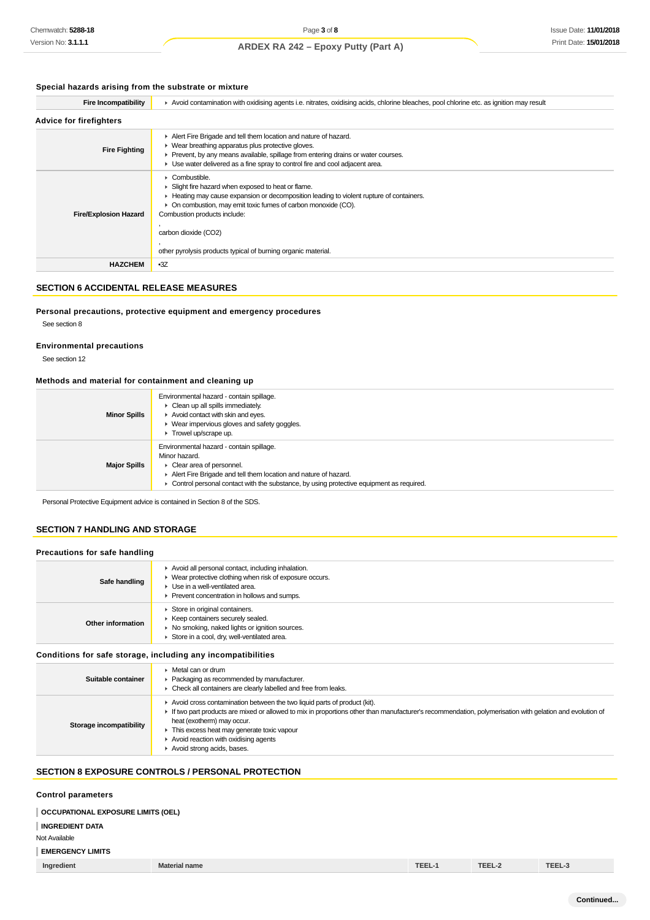### Special hazards arising from the substrate or mixture

| | |
|---|---|
| **Fire Incompatibility** | ▸ Avoid contamination with oxidising agents i.e. nitrates, oxidising acids, chlorine bleaches, pool chlorine etc. as ignition may result |

### Advice for firefighters

| | |
|---|---|
| **Fire Fighting** | ▸ Alert Fire Brigade and tell them location and nature of hazard.<br>▸ Wear breathing apparatus plus protective gloves.<br>▸ Prevent, by any means available, spillage from entering drains or water courses.<br>▸ Use water delivered as a fine spray to control fire and cool adjacent area. |
| **Fire/Explosion Hazard** | ▸ Combustible.<br>▸ Slight fire hazard when exposed to heat or flame.<br>▸ Heating may cause expansion or decomposition leading to violent rupture of containers.<br>▸ On combustion, may emit toxic fumes of carbon monoxide (CO).<br>Combustion products include:<br>,<br>carbon dioxide ($CO_2$)<br>,<br>other pyrolysis products typical of burning organic material. |
| **HAZCHEM** | •3Z |

## SECTION 6 ACCIDENTAL RELEASE MEASURES

### Personal precautions, protective equipment and emergency procedures

See section 8

### Environmental precautions

See section 12

### Methods and material for containment and cleaning up

| | |
|---|---|
| **Minor Spills** | Environmental hazard - contain spillage.<br>▸ Clean up all spills immediately.<br>▸ Avoid contact with skin and eyes.<br>▸ Wear impervious gloves and safety goggles.<br>▸ Trowel up/scrape up. |
| **Major Spills** | Environmental hazard - contain spillage.<br>Minor hazard.<br>▸ Clear area of personnel.<br>▸ Alert Fire Brigade and tell them location and nature of hazard.<br>▸ Control personal contact with the substance, by using protective equipment as required. |

Personal Protective Equipment advice is contained in Section 8 of the SDS.

## SECTION 7 HANDLING AND STORAGE

### Precautions for safe handling

| | |
|---|---|
| **Safe handling** | ▸ Avoid all personal contact, including inhalation.<br>▸ Wear protective clothing when risk of exposure occurs.<br>▸ Use in a well-ventilated area.<br>▸ Prevent concentration in hollows and sumps. |
| **Other information** | ▸ Store in original containers.<br>▸ Keep containers securely sealed.<br>▸ No smoking, naked lights or ignition sources.<br>▸ Store in a cool, dry, well-ventilated area. |

### Conditions for safe storage, including any incompatibilities

| | |
|---|---|
| **Suitable container** | ▸ Metal can or drum<br>▸ Packaging as recommended by manufacturer.<br>▸ Check all containers are clearly labelled and free from leaks. |
| **Storage incompatibility** | ▸ Avoid cross contamination between the two liquid parts of product (kit).<br>▸ If two part products are mixed or allowed to mix in proportions other than manufacturer's recommendation, polymerisation with gelation and evolution of heat (exotherm) may occur.<br>▸ This excess heat may generate toxic vapour<br>▸ Avoid reaction with oxidising agents<br>▸ Avoid strong acids, bases. |

## SECTION 8 EXPOSURE CONTROLS / PERSONAL PROTECTION

### Control parameters

**OCCUPATIONAL EXPOSURE LIMITS (OEL)**

**INGREDIENT DATA**

Not Available

**EMERGENCY LIMITS**

| Ingredient | Material name | TEEL-1 | TEEL-2 | TEEL-3 |
|---|---|---|---|---|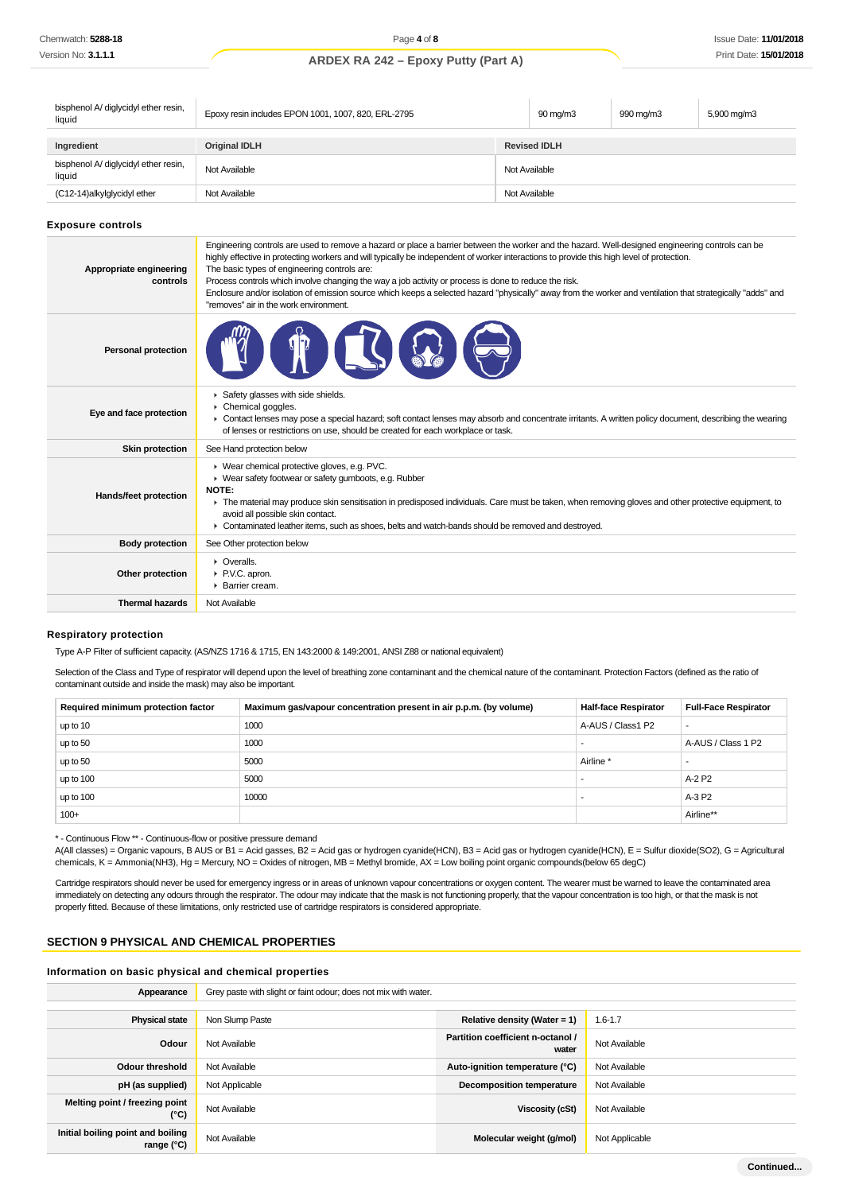| bisphenol A/ diglycidyl ether resin, liquid | Epoxy resin includes EPON 1001, 1007, 820, ERL-2795 | 90 mg/m3 | 990 mg/m3 | 5,900 mg/m3 |
|---|---|---|---|---|

| Ingredient | Original IDLH | Revised IDLH |
|---|---|---|
| bisphenol A/ diglycidyl ether resin, liquid | Not Available | Not Available |
| (C12-14)alkylglycidyl ether | Not Available | Not Available |

### Exposure controls

| | |
|---|---|
| Appropriate engineering controls | Engineering controls are used to remove a hazard or place a barrier between the worker and the hazard. Well-designed engineering controls can be highly effective in protecting workers and will typically be independent of worker interactions to provide this high level of protection.<br>The basic types of engineering controls are:<br>Process controls which involve changing the way a job activity or process is done to reduce the risk.<br>Enclosure and/or isolation of emission source which keeps a selected hazard "physically" away from the worker and ventilation that strategically "adds" and "removes" air in the work environment. |
| Personal protection | |
| Eye and face protection | ▸ Safety glasses with side shields.<br>▸ Chemical goggles.<br>▸ Contact lenses may pose a special hazard; soft contact lenses may absorb and concentrate irritants. A written policy document, describing the wearing of lenses or restrictions on use, should be created for each workplace or task. |
| Skin protection | See Hand protection below |
| Hands/feet protection | ▸ Wear chemical protective gloves, e.g. PVC.<br>▸ Wear safety footwear or safety gumboots, e.g. Rubber<br>**NOTE:**<br>▸ The material may produce skin sensitisation in predisposed individuals. Care must be taken, when removing gloves and other protective equipment, to avoid all possible skin contact.<br>▸ Contaminated leather items, such as shoes, belts and watch-bands should be removed and destroyed. |
| Body protection | See Other protection below |
| Other protection | ▸ Overalls.<br>▸ P.V.C. apron.<br>▸ Barrier cream. |
| Thermal hazards | Not Available |

### Respiratory protection

Type A-P Filter of sufficient capacity. (AS/NZS 1716 & 1715, EN 143:2000 & 149:2001, ANSI Z88 or national equivalent)

Selection of the Class and Type of respirator will depend upon the level of breathing zone contaminant and the chemical nature of the contaminant. Protection Factors (defined as the ratio of contaminant outside and inside the mask) may also be important.

| Required minimum protection factor | Maximum gas/vapour concentration present in air p.p.m. (by volume) | Half-face Respirator | Full-Face Respirator |
|---|---|---|---|
| up to 10 | 1000 | A-AUS / Class1 P2 | - |
| up to 50 | 1000 | - | A-AUS / Class 1 P2 |
| up to 50 | 5000 | Airline * | - |
| up to 100 | 5000 | - | A-2 P2 |
| up to 100 | 10000 | - | A-3 P2 |
| 100+ | | | Airline** |

* - Continuous Flow ** - Continuous-flow or positive pressure demand
A(All classes) = Organic vapours, B AUS or B1 = Acid gasses, B2 = Acid gas or hydrogen cyanide(HCN), B3 = Acid gas or hydrogen cyanide(HCN), E = Sulfur dioxide(SO2), G = Agricultural chemicals, K = Ammonia(NH3), Hg = Mercury, NO = Oxides of nitrogen, MB = Methyl bromide, AX = Low boiling point organic compounds(below 65 degC)

Cartridge respirators should never be used for emergency ingress or in areas of unknown vapour concentrations or oxygen content. The wearer must be warned to leave the contaminated area immediately on detecting any odours through the respirator. The odour may indicate that the mask is not functioning properly, that the vapour concentration is too high, or that the mask is not properly fitted. Because of these limitations, only restricted use of cartridge respirators is considered appropriate.

## SECTION 9 PHYSICAL AND CHEMICAL PROPERTIES

### Information on basic physical and chemical properties

| Appearance | Grey paste with slight or faint odour; does not mix with water. | | |
|---|---|---|---|
| Physical state | Non Slump Paste | Relative density (Water = 1) | 1.6-1.7 |
| Odour | Not Available | Partition coefficient n-octanol / water | Not Available |
| Odour threshold | Not Available | Auto-ignition temperature (°C) | Not Available |
| pH (as supplied) | Not Applicable | Decomposition temperature | Not Available |
| Melting point / freezing point (°C) | Not Available | Viscosity (cSt) | Not Available |
| Initial boiling point and boiling range (°C) | Not Available | Molecular weight (g/mol) | Not Applicable |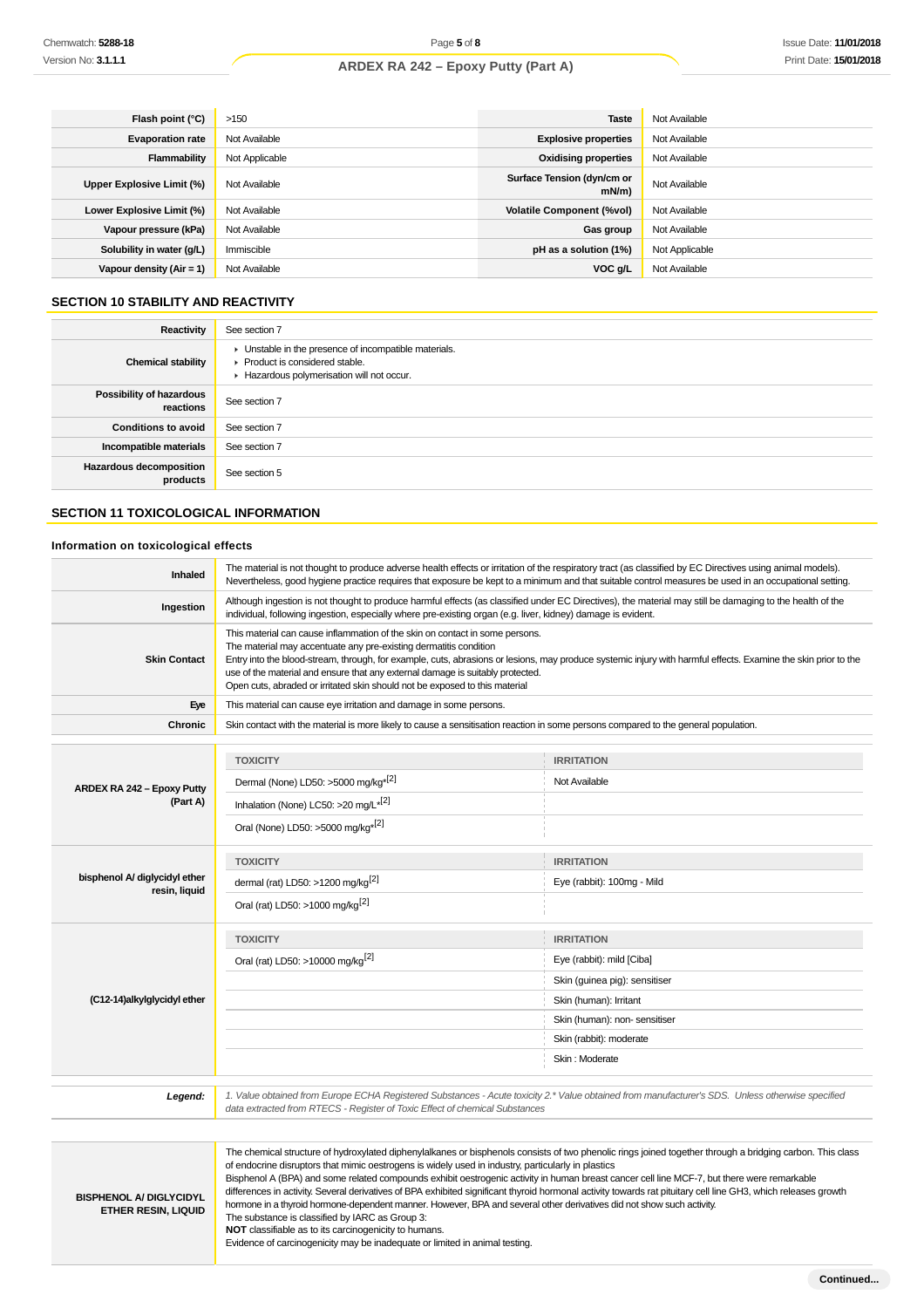| | | | |
|---|---|---|---|
| **Flash point (°C)** | >150 | **Taste** | Not Available |
| **Evaporation rate** | Not Available | **Explosive properties** | Not Available |
| **Flammability** | Not Applicable | **Oxidising properties** | Not Available |
| **Upper Explosive Limit (%)** | Not Available | **Surface Tension (dyn/cm or mN/m)** | Not Available |
| **Lower Explosive Limit (%)** | Not Available | **Volatile Component (%vol)** | Not Available |
| **Vapour pressure (kPa)** | Not Available | **Gas group** | Not Available |
| **Solubility in water (g/L)** | Immiscible | **pH as a solution (1%)** | Not Applicable |
| **Vapour density (Air = 1)** | Not Available | **VOC g/L** | Not Available |

## SECTION 10 STABILITY AND REACTIVITY

| | |
|---|---|
| **Reactivity** | See section 7 |
| **Chemical stability** | ▸ Unstable in the presence of incompatible materials.<br>▸ Product is considered stable.<br>▸ Hazardous polymerisation will not occur. |
| **Possibility of hazardous reactions** | See section 7 |
| **Conditions to avoid** | See section 7 |
| **Incompatible materials** | See section 7 |
| **Hazardous decomposition products** | See section 5 |

## SECTION 11 TOXICOLOGICAL INFORMATION

### Information on toxicological effects

| | |
|---|---|
| **Inhaled** | The material is not thought to produce adverse health effects or irritation of the respiratory tract (as classified by EC Directives using animal models). Nevertheless, good hygiene practice requires that exposure be kept to a minimum and that suitable control measures be used in an occupational setting. |
| **Ingestion** | Although ingestion is not thought to produce harmful effects (as classified under EC Directives), the material may still be damaging to the health of the individual, following ingestion, especially where pre-existing organ (e.g. liver, kidney) damage is evident. |
| **Skin Contact** | This material can cause inflammation of the skin on contact in some persons.<br>The material may accentuate any pre-existing dermatitis condition<br>Entry into the blood-stream, through, for example, cuts, abrasions or lesions, may produce systemic injury with harmful effects. Examine the skin prior to the use of the material and ensure that any external damage is suitably protected.<br>Open cuts, abraded or irritated skin should not be exposed to this material |
| **Eye** | This material can cause eye irritation and damage in some persons. |
| **Chronic** | Skin contact with the material is more likely to cause a sensitisation reaction in some persons compared to the general population. |

| | TOXICITY | IRRITATION |
|---|---|---|
| **ARDEX RA 242 – Epoxy Putty (Part A)** | Dermal (None) LD50: >5000 mg/kg*[2] | Not Available |
| | Inhalation (None) LC50: >20 mg/L*[2] | |
| | Oral (None) LD50: >5000 mg/kg*[2] | |
| **bisphenol A/ diglycidyl ether resin, liquid** | **TOXICITY** | **IRRITATION** |
| | dermal (rat) LD50: >1200 mg/kg[2] | Eye (rabbit): 100mg - Mild |
| | Oral (rat) LD50: >1000 mg/kg[2] | |
| **(C12-14)alkylglycidyl ether** | **TOXICITY** | **IRRITATION** |
| | Oral (rat) LD50: >10000 mg/kg[2] | Eye (rabbit): mild [Ciba] |
| | | Skin (guinea pig): sensitiser |
| | | Skin (human): Irritant |
| | | Skin (human): non- sensitiser |
| | | Skin (rabbit): moderate |
| | | Skin : Moderate |

| | |
|---|---|
| ***Legend:*** | *1. Value obtained from Europe ECHA Registered Substances - Acute toxicity 2.* Value obtained from manufacturer's SDS. Unless otherwise specified data extracted from RTECS - Register of Toxic Effect of chemical Substances* |

| | |
|---|---|
| **BISPHENOL A/ DIGLYCIDYL ETHER RESIN, LIQUID** | The chemical structure of hydroxylated diphenylalkanes or bisphenols consists of two phenolic rings joined together through a bridging carbon. This class of endocrine disruptors that mimic oestrogens is widely used in industry, particularly in plastics<br>Bisphenol A (BPA) and some related compounds exhibit oestrogenic activity in human breast cancer cell line MCF-7, but there were remarkable differences in activity. Several derivatives of BPA exhibited significant thyroid hormonal activity towards rat pituitary cell line GH3, which releases growth hormone in a thyroid hormone-dependent manner. However, BPA and several other derivatives did not show such activity.<br>The substance is classified by IARC as Group 3:<br>**NOT** classifiable as to its carcinogenicity to humans.<br>Evidence of carcinogenicity may be inadequate or limited in animal testing. |

Continued...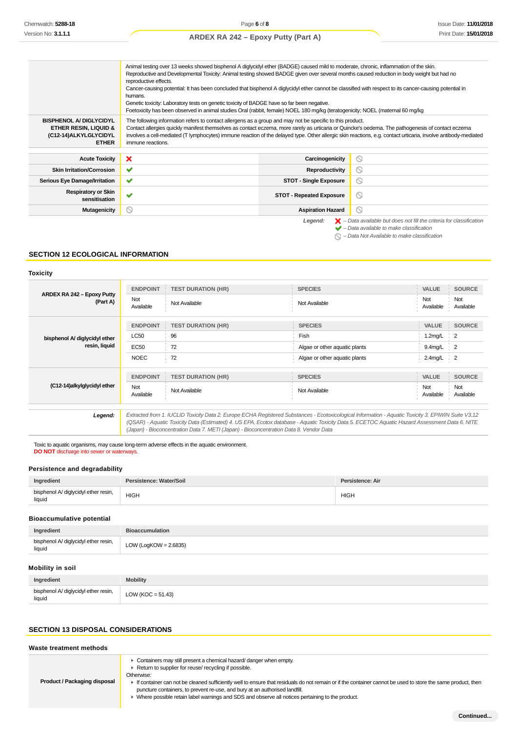| | |
|---|---|
| | Animal testing over 13 weeks showed bisphenol A diglycidyl ether (BADGE) caused mild to moderate, chronic, inflammation of the skin.<br>Reproductive and Developmental Toxicity: Animal testing showed BADGE given over several months caused reduction in body weight but had no reproductive effects.<br>Cancer-causing potential: It has been concluded that bisphenol A diglycidyl ether cannot be classified with respect to its cancer-causing potential in humans.<br>Genetic toxicity: Laboratory tests on genetic toxicity of BADGE have so far been negative.<br>Foetoxicity has been observed in animal studies Oral (rabbit, female) NOEL 180 mg/kg (teratogenicity; NOEL (maternal 60 mg/kg |
| **BISPHENOL A/ DIGLYCIDYL ETHER RESIN, LIQUID & (C12-14)ALKYLGLYCIDYL ETHER** | The following information refers to contact allergens as a group and may not be specific to this product.<br>Contact allergies quickly manifest themselves as contact eczema, more rarely as urticaria or Quincke's oedema. The pathogenesis of contact eczema involves a cell-mediated (T lymphocytes) immune reaction of the delayed type. Other allergic skin reactions, e.g. contact urticaria, involve antibody-mediated immune reactions. |

| | | | |
|---|---|---|---|
| **Acute Toxicity** | ❌ | **Carcinogenicity** | ⦸ |
| **Skin Irritation/Corrosion** | ✔ | **Reproductivity** | ⦸ |
| **Serious Eye Damage/Irritation** | ✔ | **STOT - Single Exposure** | ⦸ |
| **Respiratory or Skin sensitisation** | ✔ | **STOT - Repeated Exposure** | ⦸ |
| **Mutagenicity** | ⦸ | **Aspiration Hazard** | ⦸ |

*Legend:*
❌ *– Data available but does not fill the criteria for classification*
✔ *– Data available to make classification*
⦸ *– Data Not Available to make classification*

## SECTION 12 ECOLOGICAL INFORMATION

### Toxicity

| | ENDPOINT | TEST DURATION (HR) | SPECIES | VALUE | SOURCE |
|---|---|---|---|---|---|
| **ARDEX RA 242 – Epoxy Putty (Part A)** | Not Available | Not Available | Not Available | Not Available | Not Available |
| | **ENDPOINT** | **TEST DURATION (HR)** | **SPECIES** | **VALUE** | **SOURCE** |
| **bisphenol A/ diglycidyl ether resin, liquid** | LC50 | 96 | Fish | 1.2mg/L | 2 |
| | EC50 | 72 | Algae or other aquatic plants | 9.4mg/L | 2 |
| | NOEC | 72 | Algae or other aquatic plants | 2.4mg/L | 2 |
| | **ENDPOINT** | **TEST DURATION (HR)** | **SPECIES** | **VALUE** | **SOURCE** |
| **(C12-14)alkylglycidyl ether** | Not Available | Not Available | Not Available | Not Available | Not Available |

| | |
|---|---|
| ***Legend:*** | *Extracted from 1. IUCLID Toxicity Data 2. Europe ECHA Registered Substances - Ecotoxicological Information - Aquatic Toxicity 3. EPIWIN Suite V3.12 (QSAR) - Aquatic Toxicity Data (Estimated) 4. US EPA, Ecotox database - Aquatic Toxicity Data 5. ECETOC Aquatic Hazard Assessment Data 6. NITE (Japan) - Bioconcentration Data 7. METI (Japan) - Bioconcentration Data 8. Vendor Data* |

Toxic to aquatic organisms, may cause long-term adverse effects in the aquatic environment.
**DO NOT** discharge into sewer or waterways.

### Persistence and degradability

| Ingredient | Persistence: Water/Soil | Persistence: Air |
|---|---|---|
| bisphenol A/ diglycidyl ether resin, liquid | HIGH | HIGH |

### Bioaccumulative potential

| Ingredient | Bioaccumulation |
|---|---|
| bisphenol A/ diglycidyl ether resin, liquid | LOW (LogKOW = 2.6835) |

### Mobility in soil

| Ingredient | Mobility |
|---|---|
| bisphenol A/ diglycidyl ether resin, liquid | LOW (KOC = 51.43) |

## SECTION 13 DISPOSAL CONSIDERATIONS

### Waste treatment methods

| | |
|---|---|
| **Product / Packaging disposal** | ▸ Containers may still present a chemical hazard/ danger when empty.<br>▸ Return to supplier for reuse/ recycling if possible.<br>Otherwise:<br>▸ If container can not be cleaned sufficiently well to ensure that residuals do not remain or if the container cannot be used to store the same product, then puncture containers, to prevent re-use, and bury at an authorised landfill.<br>▸ Where possible retain label warnings and SDS and observe all notices pertaining to the product. |

**Continued...**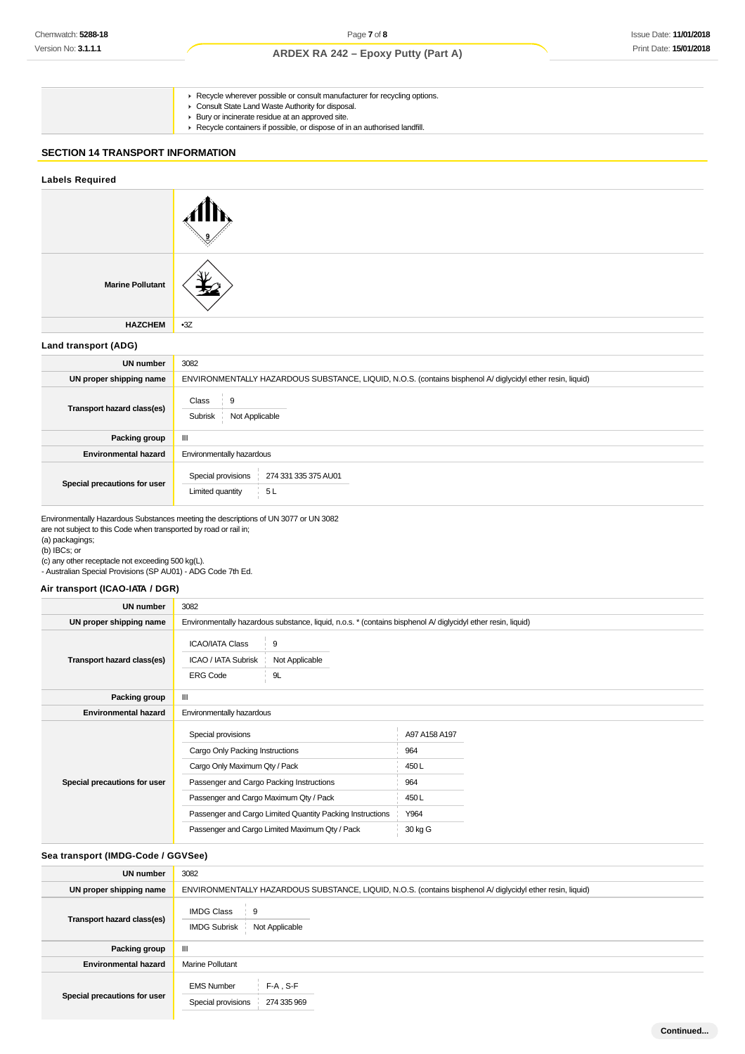| | |
|---|---|
| | - Recycle wherever possible or consult manufacturer for recycling options.<br>- Consult State Land Waste Authority for disposal.<br>- Bury or incinerate residue at an approved site.<br>- Recycle containers if possible, or dispose of in an authorised landfill. |

## SECTION 14 TRANSPORT INFORMATION

### Labels Required

| | |
|---|---|
| | |
| **Marine Pollutant** | |
| **HAZCHEM** | •3Z |

### Land transport (ADG)

| | |
|---|---|
| **UN number** | 3082 |
| **UN proper shipping name** | ENVIRONMENTALLY HAZARDOUS SUBSTANCE, LIQUID, N.O.S. (contains bisphenol A/ diglycidyl ether resin, liquid) |
| **Transport hazard class(es)** | Class: 9<br>Subrisk: Not Applicable |
| **Packing group** | III |
| **Environmental hazard** | Environmentally hazardous |
| **Special precautions for user** | Special provisions: 274 331 335 375 AU01<br>Limited quantity: 5 L |

Environmentally Hazardous Substances meeting the descriptions of UN 3077 or UN 3082
are not subject to this Code when transported by road or rail in;
(a) packagings;
(b) IBCs; or
(c) any other receptacle not exceeding 500 kg(L).
- Australian Special Provisions (SP AU01) - ADG Code 7th Ed.

### Air transport (ICAO-IATA / DGR)

| | |
|---|---|
| **UN number** | 3082 |
| **UN proper shipping name** | Environmentally hazardous substance, liquid, n.o.s. * (contains bisphenol A/ diglycidyl ether resin, liquid) |
| **Transport hazard class(es)** | ICAO/IATA Class: 9<br>ICAO / IATA Subrisk: Not Applicable<br>ERG Code: 9L |
| **Packing group** | III |
| **Environmental hazard** | Environmentally hazardous |
| **Special precautions for user** | Special provisions: A97 A158 A197<br>Cargo Only Packing Instructions: 964<br>Cargo Only Maximum Qty / Pack: 450 L<br>Passenger and Cargo Packing Instructions: 964<br>Passenger and Cargo Maximum Qty / Pack: 450 L<br>Passenger and Cargo Limited Quantity Packing Instructions: Y964<br>Passenger and Cargo Limited Maximum Qty / Pack: 30 kg G |

### Sea transport (IMDG-Code / GGVSee)

| | |
|---|---|
| **UN number** | 3082 |
| **UN proper shipping name** | ENVIRONMENTALLY HAZARDOUS SUBSTANCE, LIQUID, N.O.S. (contains bisphenol A/ diglycidyl ether resin, liquid) |
| **Transport hazard class(es)** | IMDG Class: 9<br>IMDG Subrisk: Not Applicable |
| **Packing group** | III |
| **Environmental hazard** | Marine Pollutant |
| **Special precautions for user** | EMS Number: F-A , S-F<br>Special provisions: 274 335 969 |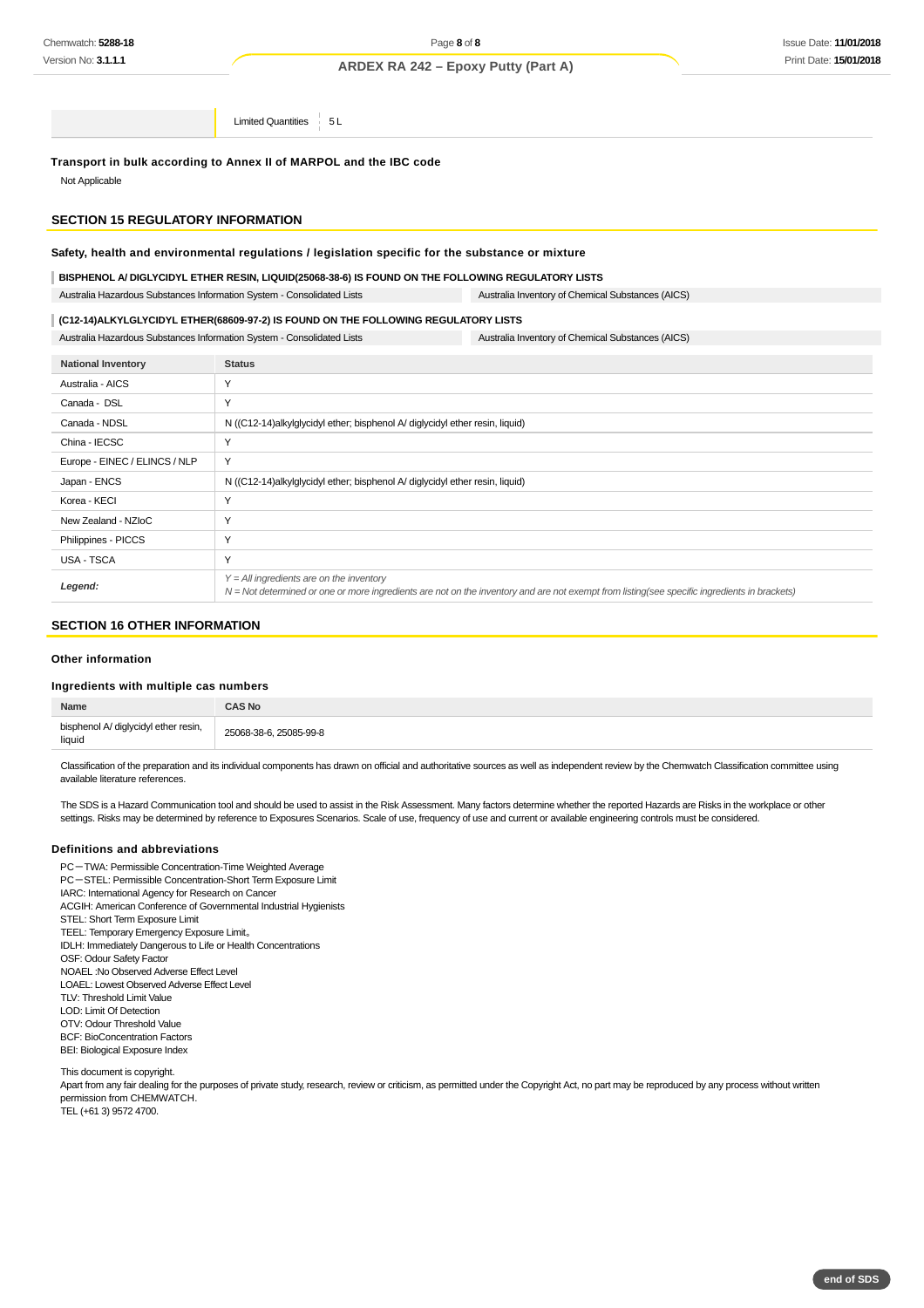| | |
|---|---|
| | Limited Quantities | 5 L |

**Transport in bulk according to Annex II of MARPOL and the IBC code**

Not Applicable

## SECTION 15 REGULATORY INFORMATION

**Safety, health and environmental regulations / legislation specific for the substance or mixture**

**BISPHENOL A/ DIGLYCIDYL ETHER RESIN, LIQUID(25068-38-6) IS FOUND ON THE FOLLOWING REGULATORY LISTS**

| | |
|---|---|
| Australia Hazardous Substances Information System - Consolidated Lists | Australia Inventory of Chemical Substances (AICS) |

**(C12-14)ALKYLGLYCIDYL ETHER(68609-97-2) IS FOUND ON THE FOLLOWING REGULATORY LISTS**

| | |
|---|---|
| Australia Hazardous Substances Information System - Consolidated Lists | Australia Inventory of Chemical Substances (AICS) |

| National Inventory | Status |
|---|---|
| Australia - AICS | Y |
| Canada - DSL | Y |
| Canada - NDSL | N ((C12-14)alkylglycidyl ether; bisphenol A/ diglycidyl ether resin, liquid) |
| China - IECSC | Y |
| Europe - EINEC / ELINCS / NLP | Y |
| Japan - ENCS | N ((C12-14)alkylglycidyl ether; bisphenol A/ diglycidyl ether resin, liquid) |
| Korea - KECI | Y |
| New Zealand - NZIoC | Y |
| Philippines - PICCS | Y |
| USA - TSCA | Y |
| ***Legend:*** | *Y = All ingredients are on the inventory*<br>*N = Not determined or one or more ingredients are not on the inventory and are not exempt from listing(see specific ingredients in brackets)* |

## SECTION 16 OTHER INFORMATION

### Other information

### Ingredients with multiple cas numbers

| Name | CAS No |
|---|---|
| bisphenol A/ diglycidyl ether resin, liquid | 25068-38-6, 25085-99-8 |

Classification of the preparation and its individual components has drawn on official and authoritative sources as well as independent review by the Chemwatch Classification committee using available literature references.

The SDS is a Hazard Communication tool and should be used to assist in the Risk Assessment. Many factors determine whether the reported Hazards are Risks in the workplace or other settings. Risks may be determined by reference to Exposures Scenarios. Scale of use, frequency of use and current or available engineering controls must be considered.

### Definitions and abbreviations

PC－TWA: Permissible Concentration-Time Weighted Average
PC－STEL: Permissible Concentration-Short Term Exposure Limit
IARC: International Agency for Research on Cancer
ACGIH: American Conference of Governmental Industrial Hygienists
STEL: Short Term Exposure Limit
TEEL: Temporary Emergency Exposure Limit。
IDLH: Immediately Dangerous to Life or Health Concentrations
OSF: Odour Safety Factor
NOAEL :No Observed Adverse Effect Level
LOAEL: Lowest Observed Adverse Effect Level
TLV: Threshold Limit Value
LOD: Limit Of Detection
OTV: Odour Threshold Value
BCF: BioConcentration Factors
BEI: Biological Exposure Index

This document is copyright.
Apart from any fair dealing for the purposes of private study, research, review or criticism, as permitted under the Copyright Act, no part may be reproduced by any process without written permission from CHEMWATCH.
TEL (+61 3) 9572 4700.

**end of SDS**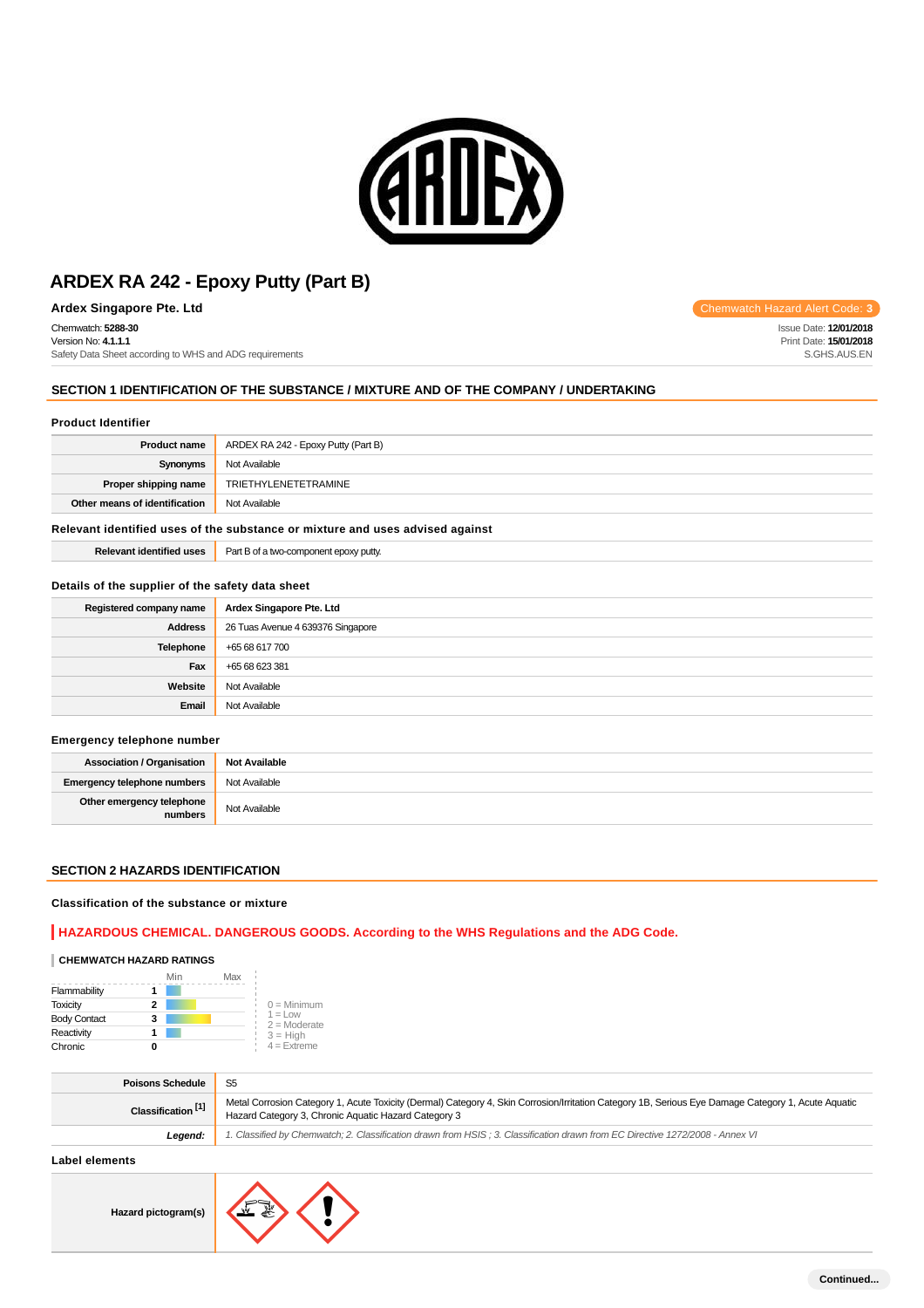# ARDEX RA 242 - Epoxy Putty (Part B)

**Ardex Singapore Pte. Ltd**

Chemwatch Hazard Alert Code: **3**

Chemwatch: **5288-30**
Version No: **4.1.1.1**
Safety Data Sheet according to WHS and ADG requirements

Issue Date: **12/01/2018**
Print Date: **15/01/2018**
S.GHS.AUS.EN

## SECTION 1 IDENTIFICATION OF THE SUBSTANCE / MIXTURE AND OF THE COMPANY / UNDERTAKING

### Product Identifier

| | |
|---|---|
| **Product name** | ARDEX RA 242 - Epoxy Putty (Part B) |
| **Synonyms** | Not Available |
| **Proper shipping name** | TRIETHYLENETETRAMINE |
| **Other means of identification** | Not Available |

### Relevant identified uses of the substance or mixture and uses advised against

| | |
|---|---|
| **Relevant identified uses** | Part B of a two-component epoxy putty. |

### Details of the supplier of the safety data sheet

| | |
|---|---|
| **Registered company name** | Ardex Singapore Pte. Ltd |
| **Address** | 26 Tuas Avenue 4 639376 Singapore |
| **Telephone** | +65 68 617 700 |
| **Fax** | +65 68 623 381 |
| **Website** | Not Available |
| **Email** | Not Available |

### Emergency telephone number

| | |
|---|---|
| **Association / Organisation** | **Not Available** |
| **Emergency telephone numbers** | Not Available |
| **Other emergency telephone numbers** | Not Available |

## SECTION 2 HAZARDS IDENTIFICATION

### Classification of the substance or mixture

**HAZARDOUS CHEMICAL. DANGEROUS GOODS. According to the WHS Regulations and the ADG Code.**

**CHEMWATCH HAZARD RATINGS**

| | Rating |
|---|---|
| Flammability | 1 |
| Toxicity | 2 |
| Body Contact | 3 |
| Reactivity | 1 |
| Chronic | 0 |

0 = Minimum
1 = Low
2 = Moderate
3 = High
4 = Extreme

| | |
|---|---|
| **Poisons Schedule** | S5 |
| **Classification [1]** | Metal Corrosion Category 1, Acute Toxicity (Dermal) Category 4, Skin Corrosion/Irritation Category 1B, Serious Eye Damage Category 1, Acute Aquatic Hazard Category 3, Chronic Aquatic Hazard Category 3 |
| ***Legend:*** | *1. Classified by Chemwatch; 2. Classification drawn from HSIS ; 3. Classification drawn from EC Directive 1272/2008 - Annex VI* |

### Label elements

| | |
|---|---|
| **Hazard pictogram(s)** | |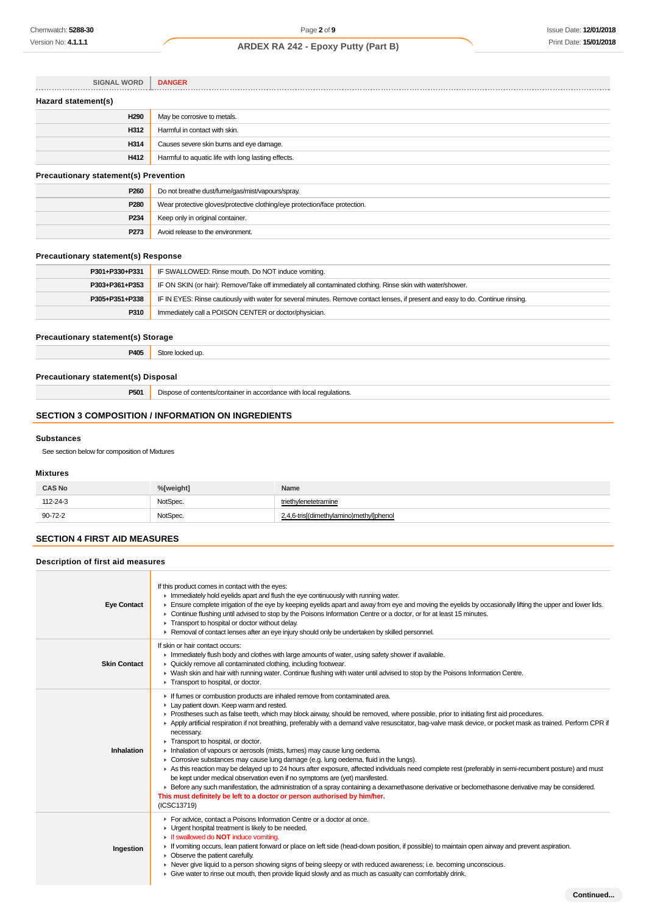| SIGNAL WORD | DANGER |
|---|---|

### Hazard statement(s)

| | |
|---|---|
| H290 | May be corrosive to metals. |
| H312 | Harmful in contact with skin. |
| H314 | Causes severe skin burns and eye damage. |
| H412 | Harmful to aquatic life with long lasting effects. |

### Precautionary statement(s) Prevention

| | |
|---|---|
| P260 | Do not breathe dust/fume/gas/mist/vapours/spray. |
| P280 | Wear protective gloves/protective clothing/eye protection/face protection. |
| P234 | Keep only in original container. |
| P273 | Avoid release to the environment. |

### Precautionary statement(s) Response

| | |
|---|---|
| P301+P330+P331 | IF SWALLOWED: Rinse mouth. Do NOT induce vomiting. |
| P303+P361+P353 | IF ON SKIN (or hair): Remove/Take off immediately all contaminated clothing. Rinse skin with water/shower. |
| P305+P351+P338 | IF IN EYES: Rinse cautiously with water for several minutes. Remove contact lenses, if present and easy to do. Continue rinsing. |
| P310 | Immediately call a POISON CENTER or doctor/physician. |

### Precautionary statement(s) Storage

| | |
|---|---|
| P405 | Store locked up. |

### Precautionary statement(s) Disposal

| | |
|---|---|
| P501 | Dispose of contents/container in accordance with local regulations. |

## SECTION 3 COMPOSITION / INFORMATION ON INGREDIENTS

### Substances

See section below for composition of Mixtures

### Mixtures

| CAS No | %[weight] | Name |
|---|---|---|
| 112-24-3 | NotSpec. | triethylenetetramine |
| 90-72-2 | NotSpec. | 2,4,6-tris[(dimethylamino)methyl]phenol |

## SECTION 4 FIRST AID MEASURES

### Description of first aid measures

| | |
|---|---|
| **Eye Contact** | If this product comes in contact with the eyes:<br>▸ Immediately hold eyelids apart and flush the eye continuously with running water.<br>▸ Ensure complete irrigation of the eye by keeping eyelids apart and away from eye and moving the eyelids by occasionally lifting the upper and lower lids.<br>▸ Continue flushing until advised to stop by the Poisons Information Centre or a doctor, or for at least 15 minutes.<br>▸ Transport to hospital or doctor without delay.<br>▸ Removal of contact lenses after an eye injury should only be undertaken by skilled personnel. |
| **Skin Contact** | If skin or hair contact occurs:<br>▸ Immediately flush body and clothes with large amounts of water, using safety shower if available.<br>▸ Quickly remove all contaminated clothing, including footwear.<br>▸ Wash skin and hair with running water. Continue flushing with water until advised to stop by the Poisons Information Centre.<br>▸ Transport to hospital, or doctor. |
| **Inhalation** | ▸ If fumes or combustion products are inhaled remove from contaminated area.<br>▸ Lay patient down. Keep warm and rested.<br>▸ Prostheses such as false teeth, which may block airway, should be removed, where possible, prior to initiating first aid procedures.<br>▸ Apply artificial respiration if not breathing, preferably with a demand valve resuscitator, bag-valve mask device, or pocket mask as trained. Perform CPR if necessary.<br>▸ Transport to hospital, or doctor.<br>▸ Inhalation of vapours or aerosols (mists, fumes) may cause lung oedema.<br>▸ Corrosive substances may cause lung damage (e.g. lung oedema, fluid in the lungs).<br>▸ As this reaction may be delayed up to 24 hours after exposure, affected individuals need complete rest (preferably in semi-recumbent posture) and must be kept under medical observation even if no symptoms are (yet) manifested.<br>▸ Before any such manifestation, the administration of a spray containing a dexamethasone derivative or beclomethasone derivative may be considered.<br>**This must definitely be left to a doctor or person authorised by him/her.**<br>(ICSC13719) |
| **Ingestion** | ▸ For advice, contact a Poisons Information Centre or a doctor at once.<br>▸ Urgent hospital treatment is likely to be needed.<br>▸ If swallowed do **NOT** induce vomiting.<br>▸ If vomiting occurs, lean patient forward or place on left side (head-down position, if possible) to maintain open airway and prevent aspiration.<br>▸ Observe the patient carefully.<br>▸ Never give liquid to a person showing signs of being sleepy or with reduced awareness; i.e. becoming unconscious.<br>▸ Give water to rinse out mouth, then provide liquid slowly and as much as casualty can comfortably drink. |

Continued...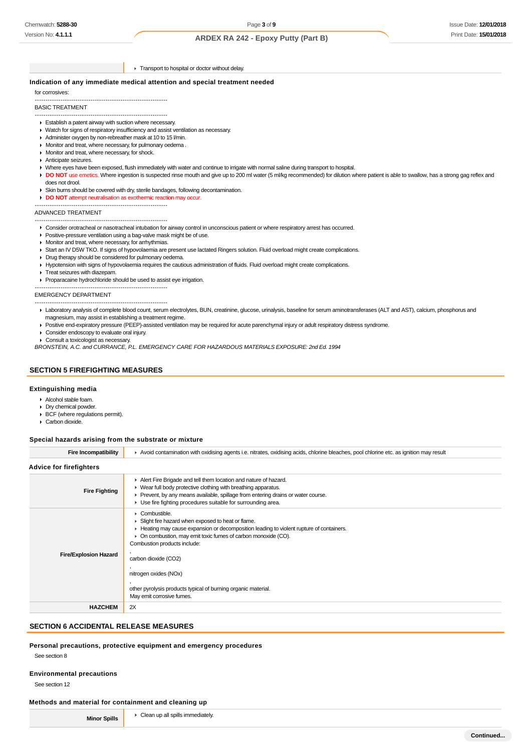| | |
|---|---|
| | - Transport to hospital or doctor without delay. |

### Indication of any immediate medical attention and special treatment needed

for corrosives:

--------------------------------------------------------------

BASIC TREATMENT

--------------------------------------------------------------

- Establish a patent airway with suction where necessary.
- Watch for signs of respiratory insufficiency and assist ventilation as necessary.
- Administer oxygen by non-rebreather mask at 10 to 15 l/min.
- Monitor and treat, where necessary, for pulmonary oedema .
- Monitor and treat, where necessary, for shock.
- Anticipate seizures.
- Where eyes have been exposed, flush immediately with water and continue to irrigate with normal saline during transport to hospital.
- **DO NOT** use emetics. Where ingestion is suspected rinse mouth and give up to 200 ml water (5 ml/kg recommended) for dilution where patient is able to swallow, has a strong gag reflex and does not drool.
- Skin burns should be covered with dry, sterile bandages, following decontamination.
- **DO NOT** attempt neutralisation as exothermic reaction may occur.

--------------------------------------------------------------

ADVANCED TREATMENT

--------------------------------------------------------------

- Consider orotracheal or nasotracheal intubation for airway control in unconscious patient or where respiratory arrest has occurred.
- Positive-pressure ventilation using a bag-valve mask might be of use.
- Monitor and treat, where necessary, for arrhythmias.
- Start an IV D5W TKO. If signs of hypovolaemia are present use lactated Ringers solution. Fluid overload might create complications.
- Drug therapy should be considered for pulmonary oedema.
- Hypotension with signs of hypovolaemia requires the cautious administration of fluids. Fluid overload might create complications.
- Treat seizures with diazepam.
- Proparacaine hydrochloride should be used to assist eye irrigation.

--------------------------------------------------------------

EMERGENCY DEPARTMENT

--------------------------------------------------------------

- Laboratory analysis of complete blood count, serum electrolytes, BUN, creatinine, glucose, urinalysis, baseline for serum aminotransferases (ALT and AST), calcium, phosphorus and magnesium, may assist in establishing a treatment regime.
- Positive end-expiratory pressure (PEEP)-assisted ventilation may be required for acute parenchymal injury or adult respiratory distress syndrome.
- Consider endoscopy to evaluate oral injury.
- Consult a toxicologist as necessary.

*BRONSTEIN, A.C. and CURRANCE, P.L. EMERGENCY CARE FOR HAZARDOUS MATERIALS EXPOSURE: 2nd Ed. 1994*

## SECTION 5 FIREFIGHTING MEASURES

### Extinguishing media

- Alcohol stable foam.
- Dry chemical powder.
- BCF (where regulations permit).
- Carbon dioxide.

### Special hazards arising from the substrate or mixture

| | |
|---|---|
| **Fire Incompatibility** | - Avoid contamination with oxidising agents i.e. nitrates, oxidising acids, chlorine bleaches, pool chlorine etc. as ignition may result |

### Advice for firefighters

| | |
|---|---|
| **Fire Fighting** | - Alert Fire Brigade and tell them location and nature of hazard.<br>- Wear full body protective clothing with breathing apparatus.<br>- Prevent, by any means available, spillage from entering drains or water course.<br>- Use fire fighting procedures suitable for surrounding area. |
| **Fire/Explosion Hazard** | - Combustible.<br>- Slight fire hazard when exposed to heat or flame.<br>- Heating may cause expansion or decomposition leading to violent rupture of containers.<br>- On combustion, may emit toxic fumes of carbon monoxide (CO).<br>Combustion products include:<br>,<br>carbon dioxide ($CO_2$)<br>,<br>nitrogen oxides ($NO_x$)<br>,<br>other pyrolysis products typical of burning organic material.<br>May emit corrosive fumes. |
| **HAZCHEM** | 2X |

## SECTION 6 ACCIDENTAL RELEASE MEASURES

### Personal precautions, protective equipment and emergency procedures

See section 8

### Environmental precautions

See section 12

### Methods and material for containment and cleaning up

| | |
|---|---|
| **Minor Spills** | - Clean up all spills immediately. |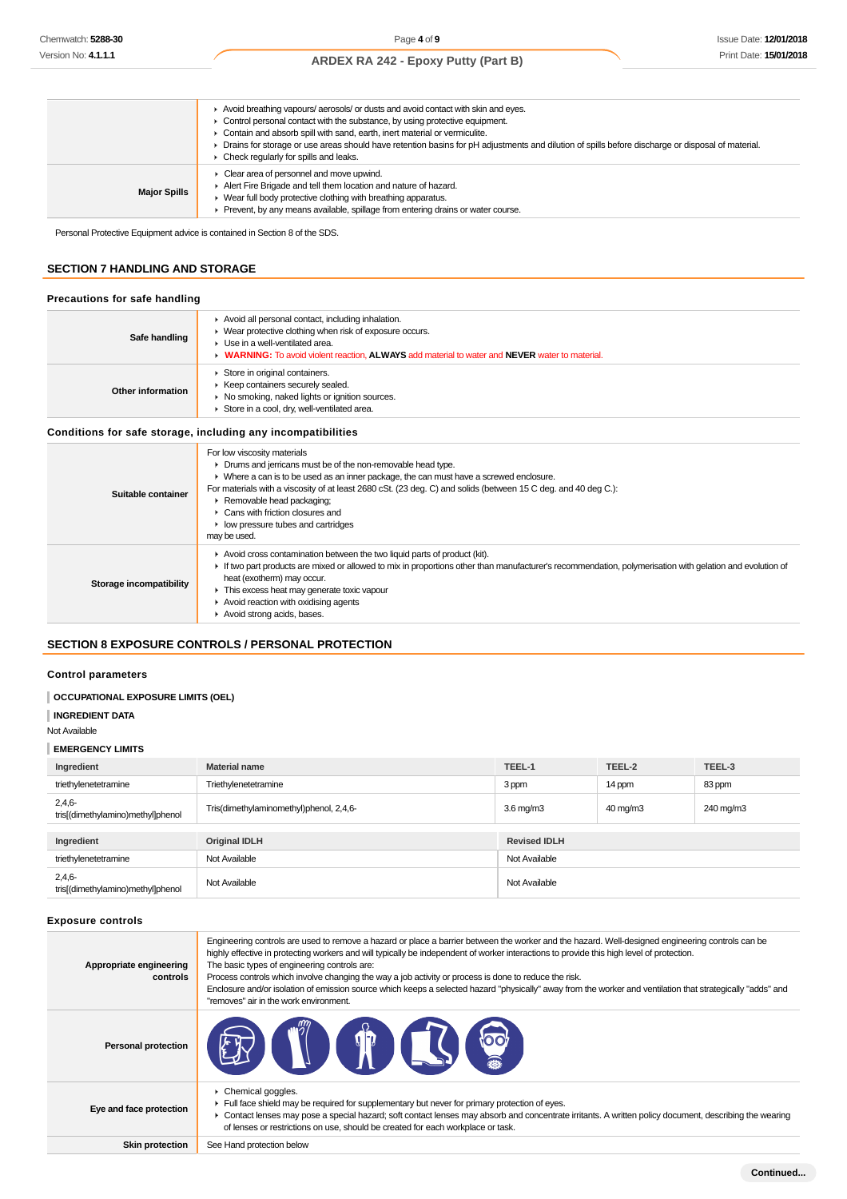| | |
|---|---|
| | ▸ Avoid breathing vapours/ aerosols/ or dusts and avoid contact with skin and eyes.<br>▸ Control personal contact with the substance, by using protective equipment.<br>▸ Contain and absorb spill with sand, earth, inert material or vermiculite.<br>▸ Drains for storage or use areas should have retention basins for pH adjustments and dilution of spills before discharge or disposal of material.<br>▸ Check regularly for spills and leaks. |
| **Major Spills** | ▸ Clear area of personnel and move upwind.<br>▸ Alert Fire Brigade and tell them location and nature of hazard.<br>▸ Wear full body protective clothing with breathing apparatus.<br>▸ Prevent, by any means available, spillage from entering drains or water course. |

Personal Protective Equipment advice is contained in Section 8 of the SDS.

## SECTION 7 HANDLING AND STORAGE

### Precautions for safe handling

| | |
|---|---|
| **Safe handling** | ▸ Avoid all personal contact, including inhalation.<br>▸ Wear protective clothing when risk of exposure occurs.<br>▸ Use in a well-ventilated area.<br>▸ **WARNING:** To avoid violent reaction, **ALWAYS** add material to water and **NEVER** water to material. |
| **Other information** | ▸ Store in original containers.<br>▸ Keep containers securely sealed.<br>▸ No smoking, naked lights or ignition sources.<br>▸ Store in a cool, dry, well-ventilated area. |

### Conditions for safe storage, including any incompatibilities

| | |
|---|---|
| **Suitable container** | For low viscosity materials<br>▸ Drums and jerricans must be of the non-removable head type.<br>▸ Where a can is to be used as an inner package, the can must have a screwed enclosure.<br>For materials with a viscosity of at least 2680 cSt. (23 deg. C) and solids (between 15 C deg. and 40 deg C.):<br>▸ Removable head packaging;<br>▸ Cans with friction closures and<br>▸ low pressure tubes and cartridges<br>may be used. |
| **Storage incompatibility** | ▸ Avoid cross contamination between the two liquid parts of product (kit).<br>▸ If two part products are mixed or allowed to mix in proportions other than manufacturer's recommendation, polymerisation with gelation and evolution of heat (exotherm) may occur.<br>▸ This excess heat may generate toxic vapour<br>▸ Avoid reaction with oxidising agents<br>▸ Avoid strong acids, bases. |

## SECTION 8 EXPOSURE CONTROLS / PERSONAL PROTECTION

### Control parameters

**OCCUPATIONAL EXPOSURE LIMITS (OEL)**

**INGREDIENT DATA**

Not Available

**EMERGENCY LIMITS**

| Ingredient | Material name | TEEL-1 | TEEL-2 | TEEL-3 |
|---|---|---|---|---|
| triethylenetetramine | Triethylenetetramine | 3 ppm | 14 ppm | 83 ppm |
| 2,4,6-tris[(dimethylamino)methyl]phenol | Tris(dimethylaminomethyl)phenol, 2,4,6- | 3.6 mg/m3 | 40 mg/m3 | 240 mg/m3 |

| Ingredient | Original IDLH | Revised IDLH |
|---|---|---|
| triethylenetetramine | Not Available | Not Available |
| 2,4,6-tris[(dimethylamino)methyl]phenol | Not Available | Not Available |

### Exposure controls

| | |
|---|---|
| **Appropriate engineering controls** | Engineering controls are used to remove a hazard or place a barrier between the worker and the hazard. Well-designed engineering controls can be highly effective in protecting workers and will typically be independent of worker interactions to provide this high level of protection.<br>The basic types of engineering controls are:<br>Process controls which involve changing the way a job activity or process is done to reduce the risk.<br>Enclosure and/or isolation of emission source which keeps a selected hazard "physically" away from the worker and ventilation that strategically "adds" and "removes" air in the work environment. |
| **Personal protection** | |
| **Eye and face protection** | ▸ Chemical goggles.<br>▸ Full face shield may be required for supplementary but never for primary protection of eyes.<br>▸ Contact lenses may pose a special hazard; soft contact lenses may absorb and concentrate irritants. A written policy document, describing the wearing of lenses or restrictions on use, should be created for each workplace or task. |
| **Skin protection** | See Hand protection below |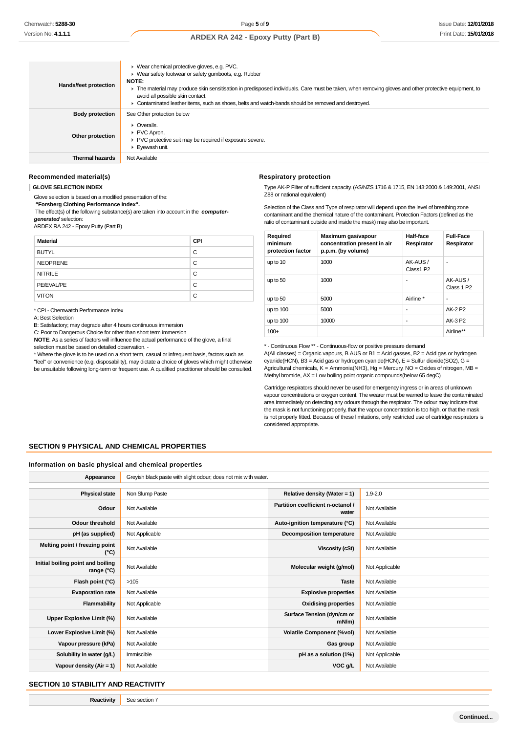| | |
|---|---|
| **Hands/feet protection** | ▸ Wear chemical protective gloves, e.g. PVC.<br>▸ Wear safety footwear or safety gumboots, e.g. Rubber<br>**NOTE:**<br>▸ The material may produce skin sensitisation in predisposed individuals. Care must be taken, when removing gloves and other protective equipment, to avoid all possible skin contact.<br>▸ Contaminated leather items, such as shoes, belts and watch-bands should be removed and destroyed. |
| **Body protection** | See Other protection below |
| **Other protection** | ▸ Overalls.<br>▸ PVC Apron.<br>▸ PVC protective suit may be required if exposure severe.<br>▸ Eyewash unit. |
| **Thermal hazards** | Not Available |

### Recommended material(s)

**GLOVE SELECTION INDEX**

Glove selection is based on a modified presentation of the:
**"Forsberg Clothing Performance Index".**
The effect(s) of the following substance(s) are taken into account in the ***computer-generated*** selection:
ARDEX RA 242 - Epoxy Putty (Part B)

| Material | CPI |
|---|---|
| BUTYL | C |
| NEOPRENE | C |
| NITRILE | C |
| PE/EVAL/PE | C |
| VITON | C |

* CPI - Chemwatch Performance Index
A: Best Selection
B: Satisfactory; may degrade after 4 hours continuous immersion
C: Poor to Dangerous Choice for other than short term immersion
**NOTE**: As a series of factors will influence the actual performance of the glove, a final selection must be based on detailed observation. -
* Where the glove is to be used on a short term, casual or infrequent basis, factors such as "feel" or convenience (e.g. disposability), may dictate a choice of gloves which might otherwise be unsuitable following long-term or frequent use. A qualified practitioner should be consulted.

### Respiratory protection

Type AK-P Filter of sufficient capacity. (AS/NZS 1716 & 1715, EN 143:2000 & 149:2001, ANSI Z88 or national equivalent)

Selection of the Class and Type of respirator will depend upon the level of breathing zone contaminant and the chemical nature of the contaminant. Protection Factors (defined as the ratio of contaminant outside and inside the mask) may also be important.

| Required minimum protection factor | Maximum gas/vapour concentration present in air p.p.m. (by volume) | Half-face Respirator | Full-Face Respirator |
|---|---|---|---|
| up to 10 | 1000 | AK-AUS / Class1 P2 | - |
| up to 50 | 1000 | - | AK-AUS / Class 1 P2 |
| up to 50 | 5000 | Airline * | - |
| up to 100 | 5000 | - | AK-2 P2 |
| up to 100 | 10000 | - | AK-3 P2 |
| 100+ | | | Airline** |

* - Continuous Flow ** - Continuous-flow or positive pressure demand
A(All classes) = Organic vapours, B AUS or B1 = Acid gasses, B2 = Acid gas or hydrogen cyanide(HCN), B3 = Acid gas or hydrogen cyanide(HCN), E = Sulfur dioxide(SO2), G = Agricultural chemicals, K = Ammonia(NH3), Hg = Mercury, NO = Oxides of nitrogen, MB = Methyl bromide, AX = Low boiling point organic compounds(below 65 degC)

Cartridge respirators should never be used for emergency ingress or in areas of unknown vapour concentrations or oxygen content. The wearer must be warned to leave the contaminated area immediately on detecting any odours through the respirator. The odour may indicate that the mask is not functioning properly, that the vapour concentration is too high, or that the mask is not properly fitted. Because of these limitations, only restricted use of cartridge respirators is considered appropriate.

## SECTION 9 PHYSICAL AND CHEMICAL PROPERTIES

### Information on basic physical and chemical properties

| | | | |
|---|---|---|---|
| **Appearance** | Greyish black paste with slight odour; does not mix with water. | | |
| **Physical state** | Non Slump Paste | **Relative density (Water = 1)** | 1.9-2.0 |
| **Odour** | Not Available | **Partition coefficient n-octanol / water** | Not Available |
| **Odour threshold** | Not Available | **Auto-ignition temperature (°C)** | Not Available |
| **pH (as supplied)** | Not Applicable | **Decomposition temperature** | Not Available |
| **Melting point / freezing point (°C)** | Not Available | **Viscosity (cSt)** | Not Available |
| **Initial boiling point and boiling range (°C)** | Not Available | **Molecular weight (g/mol)** | Not Applicable |
| **Flash point (°C)** | >105 | **Taste** | Not Available |
| **Evaporation rate** | Not Available | **Explosive properties** | Not Available |
| **Flammability** | Not Applicable | **Oxidising properties** | Not Available |
| **Upper Explosive Limit (%)** | Not Available | **Surface Tension (dyn/cm or mN/m)** | Not Available |
| **Lower Explosive Limit (%)** | Not Available | **Volatile Component (%vol)** | Not Available |
| **Vapour pressure (kPa)** | Not Available | **Gas group** | Not Available |
| **Solubility in water (g/L)** | Immiscible | **pH as a solution (1%)** | Not Applicable |
| **Vapour density (Air = 1)** | Not Available | **VOC g/L** | Not Available |

## SECTION 10 STABILITY AND REACTIVITY

| | |
|---|---|
| **Reactivity** | See section 7 |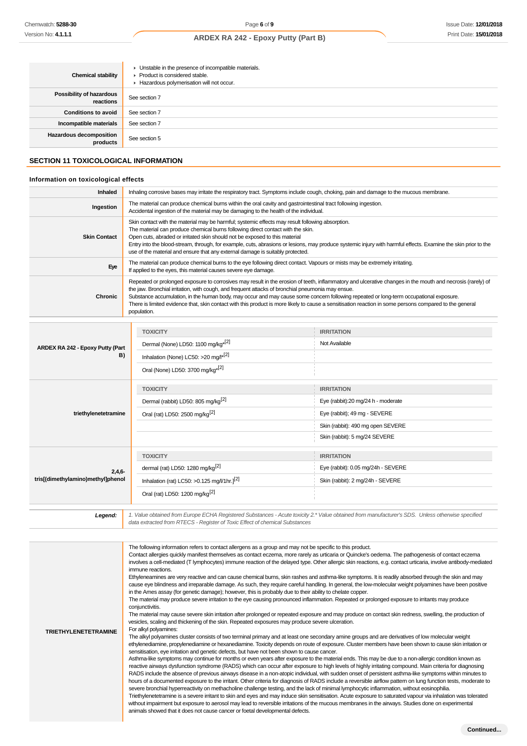| | |
|---|---|
| **Chemical stability** | ▸ Unstable in the presence of incompatible materials.<br>▸ Product is considered stable.<br>▸ Hazardous polymerisation will not occur. |
| **Possibility of hazardous reactions** | See section 7 |
| **Conditions to avoid** | See section 7 |
| **Incompatible materials** | See section 7 |
| **Hazardous decomposition products** | See section 5 |

## SECTION 11 TOXICOLOGICAL INFORMATION

### Information on toxicological effects

| | |
|---|---|
| **Inhaled** | Inhaling corrosive bases may irritate the respiratory tract. Symptoms include cough, choking, pain and damage to the mucous membrane. |
| **Ingestion** | The material can produce chemical burns within the oral cavity and gastrointestinal tract following ingestion.<br>Accidental ingestion of the material may be damaging to the health of the individual. |
| **Skin Contact** | Skin contact with the material may be harmful; systemic effects may result following absorption.<br>The material can produce chemical burns following direct contact with the skin.<br>Open cuts, abraded or irritated skin should not be exposed to this material<br>Entry into the blood-stream, through, for example, cuts, abrasions or lesions, may produce systemic injury with harmful effects. Examine the skin prior to the use of the material and ensure that any external damage is suitably protected. |
| **Eye** | The material can produce chemical burns to the eye following direct contact. Vapours or mists may be extremely irritating.<br>If applied to the eyes, this material causes severe eye damage. |
| **Chronic** | Repeated or prolonged exposure to corrosives may result in the erosion of teeth, inflammatory and ulcerative changes in the mouth and necrosis (rarely) of the jaw. Bronchial irritation, with cough, and frequent attacks of bronchial pneumonia may ensue.<br>Substance accumulation, in the human body, may occur and may cause some concern following repeated or long-term occupational exposure.<br>There is limited evidence that, skin contact with this product is more likely to cause a sensitisation reaction in some persons compared to the general population. |

| | TOXICITY | IRRITATION |
|---|---|---|
| **ARDEX RA 242 - Epoxy Putty (Part B)** | Dermal (None) LD50: 1100 mg/kg*[2] | Not Available |
| | Inhalation (None) LC50: >20 mg/l*[2] | |
| | Oral (None) LD50: 3700 mg/kg*[2] | |
| **triethylenetetramine** | Dermal (rabbit) LD50: 805 mg/kg[2] | Eye (rabbit):20 mg/24 h - moderate |
| | Oral (rat) LD50: 2500 mg/kg[2] | Eye (rabbit); 49 mg - SEVERE |
| | | Skin (rabbit): 490 mg open SEVERE |
| | | Skin (rabbit): 5 mg/24 SEVERE |
| **2,4,6-tris[(dimethylamino)methyl]phenol** | dermal (rat) LD50: 1280 mg/kg[2] | Eye (rabbit): 0.05 mg/24h - SEVERE |
| | Inhalation (rat) LC50: >0.125 mg/l/1hr.[2] | Skin (rabbit): 2 mg/24h - SEVERE |
| | Oral (rat) LD50: 1200 mg/kg[2] | |

| | |
|---|---|
| ***Legend:*** | *1. Value obtained from Europe ECHA Registered Substances - Acute toxicity 2.\* Value obtained from manufacturer's SDS. Unless otherwise specified data extracted from RTECS - Register of Toxic Effect of chemical Substances* |

| | |
|---|---|
| **TRIETHYLENETETRAMINE** | The following information refers to contact allergens as a group and may not be specific to this product.<br>Contact allergies quickly manifest themselves as contact eczema, more rarely as urticaria or Quincke's oedema. The pathogenesis of contact eczema involves a cell-mediated (T lymphocytes) immune reaction of the delayed type. Other allergic skin reactions, e.g. contact urticaria, involve antibody-mediated immune reactions.<br>Ethyleneamines are very reactive and can cause chemical burns, skin rashes and asthma-like symptoms. It is readily absorbed through the skin and may cause eye blindness and irreparable damage. As such, they require careful handling. In general, the low-molecular weight polyamines have been positive in the Ames assay (for genetic damage); however, this is probably due to their ability to chelate copper.<br>The material may produce severe irritation to the eye causing pronounced inflammation. Repeated or prolonged exposure to irritants may produce conjunctivitis.<br>The material may cause severe skin irritation after prolonged or repeated exposure and may produce on contact skin redness, swelling, the production of vesicles, scaling and thickening of the skin. Repeated exposures may produce severe ulceration.<br>For alkyl polyamines:<br>The alkyl polyamines cluster consists of two terminal primary and at least one secondary amine groups and are derivatives of low molecular weight ethylenediamine, propylenediamine or hexanediamine. Toxicity depends on route of exposure. Cluster members have been shown to cause skin irritation or sensitisation, eye irritation and genetic defects, but have not been shown to cause cancer.<br>Asthma-like symptoms may continue for months or even years after exposure to the material ends. This may be due to a non-allergic condition known as reactive airways dysfunction syndrome (RADS) which can occur after exposure to high levels of highly irritating compound. Main criteria for diagnosing RADS include the absence of previous airways disease in a non-atopic individual, with sudden onset of persistent asthma-like symptoms within minutes to hours of a documented exposure to the irritant. Other criteria for diagnosis of RADS include a reversible airflow pattern on lung function tests, moderate to severe bronchial hyperreactivity on methacholine challenge testing, and the lack of minimal lymphocytic inflammation, without eosinophilia.<br>Triethylenetetramine is a severe irritant to skin and eyes and may induce skin sensitisation. Acute exposure to saturated vapour via inhalation was tolerated without impairment but exposure to aerosol may lead to reversible irritations of the mucous membranes in the airways. Studies done on experimental animals showed that it does not cause cancer or foetal developmental defects. |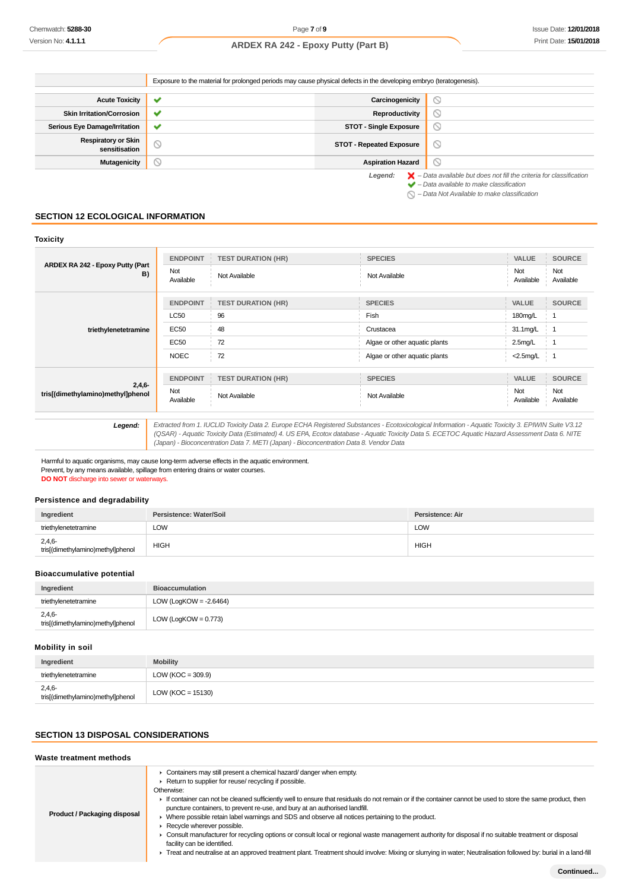| | Exposure to the material for prolonged periods may cause physical defects in the developing embryo (teratogenesis). |
|---|---|

| | | | |
|---|---|---|---|
| **Acute Toxicity** | ✔ | **Carcinogenicity** | ⃠ |
| **Skin Irritation/Corrosion** | ✔ | **Reproductivity** | ⃠ |
| **Serious Eye Damage/Irritation** | ✔ | **STOT - Single Exposure** | ⃠ |
| **Respiratory or Skin sensitisation** | ⃠ | **STOT - Repeated Exposure** | ⃠ |
| **Mutagenicity** | ⃠ | **Aspiration Hazard** | ⃠ |

*Legend:* ✘ *– Data available but does not fill the criteria for classification*
✔ *– Data available to make classification*
⃠ *– Data Not Available to make classification*

## SECTION 12 ECOLOGICAL INFORMATION

### Toxicity

| | ENDPOINT | TEST DURATION (HR) | SPECIES | VALUE | SOURCE |
|---|---|---|---|---|---|
| **ARDEX RA 242 - Epoxy Putty (Part B)** | Not Available | Not Available | Not Available | Not Available | Not Available |
| **triethylenetetramine** | LC50 | 96 | Fish | 180mg/L | 1 |
| | EC50 | 48 | Crustacea | 31.1mg/L | 1 |
| | EC50 | 72 | Algae or other aquatic plants | 2.5mg/L | 1 |
| | NOEC | 72 | Algae or other aquatic plants | <2.5mg/L | 1 |
| **2,4,6-tris[(dimethylamino)methyl]phenol** | Not Available | Not Available | Not Available | Not Available | Not Available |

| | |
|---|---|
| ***Legend:*** | *Extracted from 1. IUCLID Toxicity Data 2. Europe ECHA Registered Substances - Ecotoxicological Information - Aquatic Toxicity 3. EPIWIN Suite V3.12 (QSAR) - Aquatic Toxicity Data (Estimated) 4. US EPA, Ecotox database - Aquatic Toxicity Data 5. ECETOC Aquatic Hazard Assessment Data 6. NITE (Japan) - Bioconcentration Data 7. METI (Japan) - Bioconcentration Data 8. Vendor Data* |

Harmful to aquatic organisms, may cause long-term adverse effects in the aquatic environment.
Prevent, by any means available, spillage from entering drains or water courses.
**DO NOT** discharge into sewer or waterways.

### Persistence and degradability

| Ingredient | Persistence: Water/Soil | Persistence: Air |
|---|---|---|
| triethylenetetramine | LOW | LOW |
| 2,4,6-tris[(dimethylamino)methyl]phenol | HIGH | HIGH |

### Bioaccumulative potential

| Ingredient | Bioaccumulation |
|---|---|
| triethylenetetramine | LOW (LogKOW = -2.6464) |
| 2,4,6-tris[(dimethylamino)methyl]phenol | LOW (LogKOW = 0.773) |

### Mobility in soil

| Ingredient | Mobility |
|---|---|
| triethylenetetramine | LOW (KOC = 309.9) |
| 2,4,6-tris[(dimethylamino)methyl]phenol | LOW (KOC = 15130) |

## SECTION 13 DISPOSAL CONSIDERATIONS

### Waste treatment methods

| | |
|---|---|
| **Product / Packaging disposal** | ▸ Containers may still present a chemical hazard/ danger when empty.<br>▸ Return to supplier for reuse/ recycling if possible.<br>Otherwise:<br>▸ If container can not be cleaned sufficiently well to ensure that residuals do not remain or if the container cannot be used to store the same product, then puncture containers, to prevent re-use, and bury at an authorised landfill.<br>▸ Where possible retain label warnings and SDS and observe all notices pertaining to the product.<br>▸ Recycle wherever possible.<br>▸ Consult manufacturer for recycling options or consult local or regional waste management authority for disposal if no suitable treatment or disposal facility can be identified.<br>▸ Treat and neutralise at an approved treatment plant. Treatment should involve: Mixing or slurrying in water; Neutralisation followed by: burial in a land-fill |

Continued...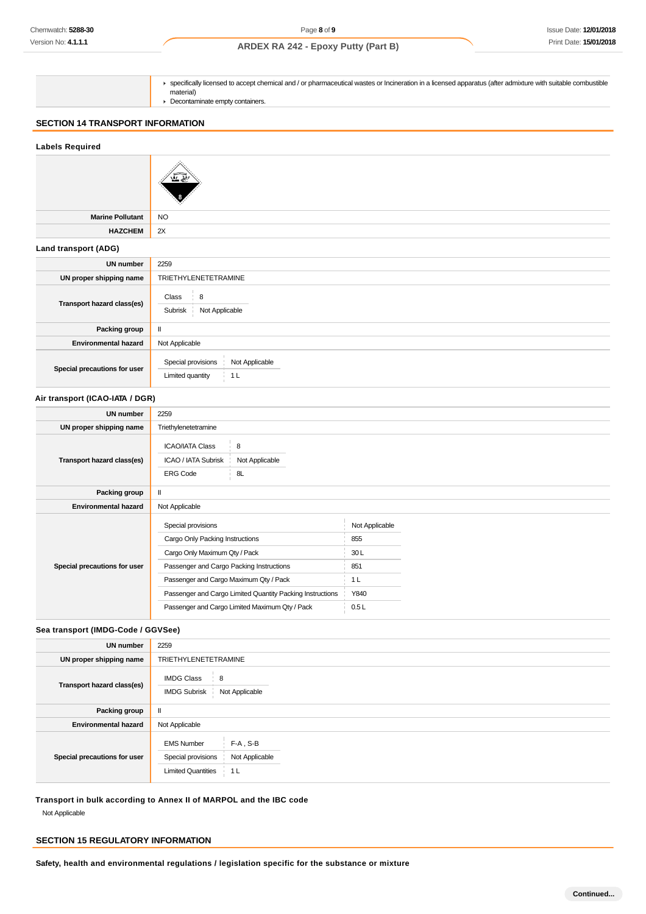| | |
|---|---|
| | - specifically licensed to accept chemical and / or pharmaceutical wastes or Incineration in a licensed apparatus (after admixture with suitable combustible material)<br>- Decontaminate empty containers. |

## SECTION 14 TRANSPORT INFORMATION

### Labels Required

| | |
|---|---|
| | |
| **Marine Pollutant** | NO |
| **HAZCHEM** | 2X |

### Land transport (ADG)

| | |
|---|---|
| **UN number** | 2259 |
| **UN proper shipping name** | TRIETHYLENETETRAMINE |
| **Transport hazard class(es)** | Class: 8<br>Subrisk: Not Applicable |
| **Packing group** | II |
| **Environmental hazard** | Not Applicable |
| **Special precautions for user** | Special provisions: Not Applicable<br>Limited quantity: 1 L |

### Air transport (ICAO-IATA / DGR)

| | |
|---|---|
| **UN number** | 2259 |
| **UN proper shipping name** | Triethylenetetramine |
| **Transport hazard class(es)** | ICAO/IATA Class: 8<br>ICAO / IATA Subrisk: Not Applicable<br>ERG Code: 8L |
| **Packing group** | II |
| **Environmental hazard** | Not Applicable |
| **Special precautions for user** | Special provisions: Not Applicable<br>Cargo Only Packing Instructions: 855<br>Cargo Only Maximum Qty / Pack: 30 L<br>Passenger and Cargo Packing Instructions: 851<br>Passenger and Cargo Maximum Qty / Pack: 1 L<br>Passenger and Cargo Limited Quantity Packing Instructions: Y840<br>Passenger and Cargo Limited Maximum Qty / Pack: 0.5 L |

### Sea transport (IMDG-Code / GGVSee)

| | |
|---|---|
| **UN number** | 2259 |
| **UN proper shipping name** | TRIETHYLENETETRAMINE |
| **Transport hazard class(es)** | IMDG Class: 8<br>IMDG Subrisk: Not Applicable |
| **Packing group** | II |
| **Environmental hazard** | Not Applicable |
| **Special precautions for user** | EMS Number: F-A , S-B<br>Special provisions: Not Applicable<br>Limited Quantities: 1 L |

### Transport in bulk according to Annex II of MARPOL and the IBC code

Not Applicable

## SECTION 15 REGULATORY INFORMATION

### Safety, health and environmental regulations / legislation specific for the substance or mixture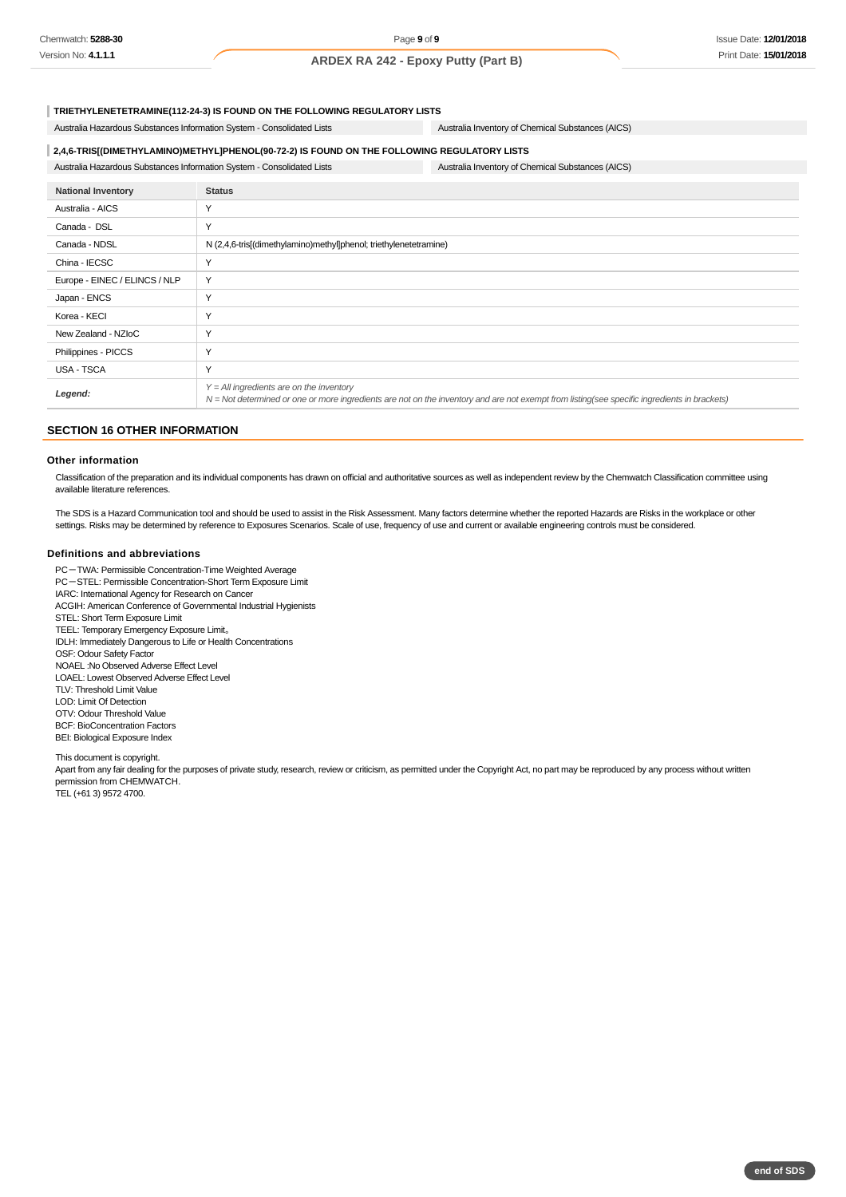**TRIETHYLENETETRAMINE(112-24-3) IS FOUND ON THE FOLLOWING REGULATORY LISTS**

| | |
|---|---|
| Australia Hazardous Substances Information System - Consolidated Lists | Australia Inventory of Chemical Substances (AICS) |

**2,4,6-TRIS[(DIMETHYLAMINO)METHYL]PHENOL(90-72-2) IS FOUND ON THE FOLLOWING REGULATORY LISTS**

| | |
|---|---|
| Australia Hazardous Substances Information System - Consolidated Lists | Australia Inventory of Chemical Substances (AICS) |

| National Inventory | Status |
|---|---|
| Australia - AICS | Y |
| Canada - DSL | Y |
| Canada - NDSL | N (2,4,6-tris[(dimethylamino)methyl]phenol; triethylenetetramine) |
| China - IECSC | Y |
| Europe - EINEC / ELINCS / NLP | Y |
| Japan - ENCS | Y |
| Korea - KECI | Y |
| New Zealand - NZIoC | Y |
| Philippines - PICCS | Y |
| USA - TSCA | Y |
| ***Legend:*** | *Y = All ingredients are on the inventory*<br>*N = Not determined or one or more ingredients are not on the inventory and are not exempt from listing(see specific ingredients in brackets)* |

## SECTION 16 OTHER INFORMATION

### Other information

Classification of the preparation and its individual components has drawn on official and authoritative sources as well as independent review by the Chemwatch Classification committee using available literature references.

The SDS is a Hazard Communication tool and should be used to assist in the Risk Assessment. Many factors determine whether the reported Hazards are Risks in the workplace or other settings. Risks may be determined by reference to Exposures Scenarios. Scale of use, frequency of use and current or available engineering controls must be considered.

### Definitions and abbreviations

PC－TWA: Permissible Concentration-Time Weighted Average
PC－STEL: Permissible Concentration-Short Term Exposure Limit
IARC: International Agency for Research on Cancer
ACGIH: American Conference of Governmental Industrial Hygienists
STEL: Short Term Exposure Limit
TEEL: Temporary Emergency Exposure Limit。
IDLH: Immediately Dangerous to Life or Health Concentrations
OSF: Odour Safety Factor
NOAEL :No Observed Adverse Effect Level
LOAEL: Lowest Observed Adverse Effect Level
TLV: Threshold Limit Value
LOD: Limit Of Detection
OTV: Odour Threshold Value
BCF: BioConcentration Factors
BEI: Biological Exposure Index

This document is copyright.
Apart from any fair dealing for the purposes of private study, research, review or criticism, as permitted under the Copyright Act, no part may be reproduced by any process without written permission from CHEMWATCH.
TEL (+61 3) 9572 4700.

end of SDS